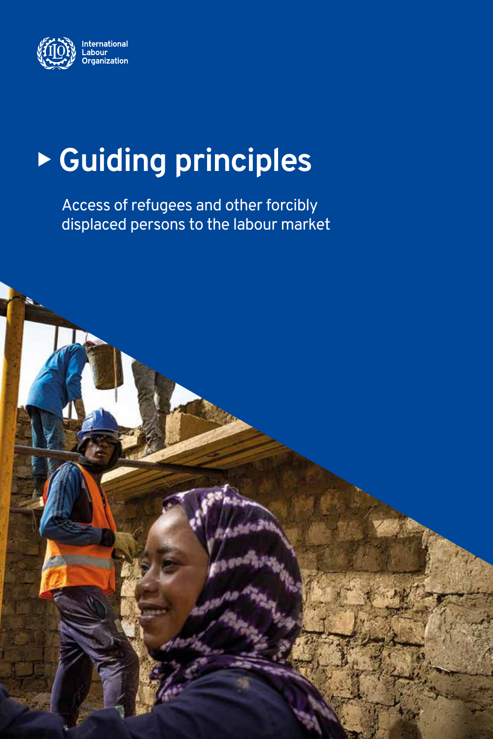International Labour Organization

# Guiding principles

Access of refugees and other forcibly displaced persons to the labour market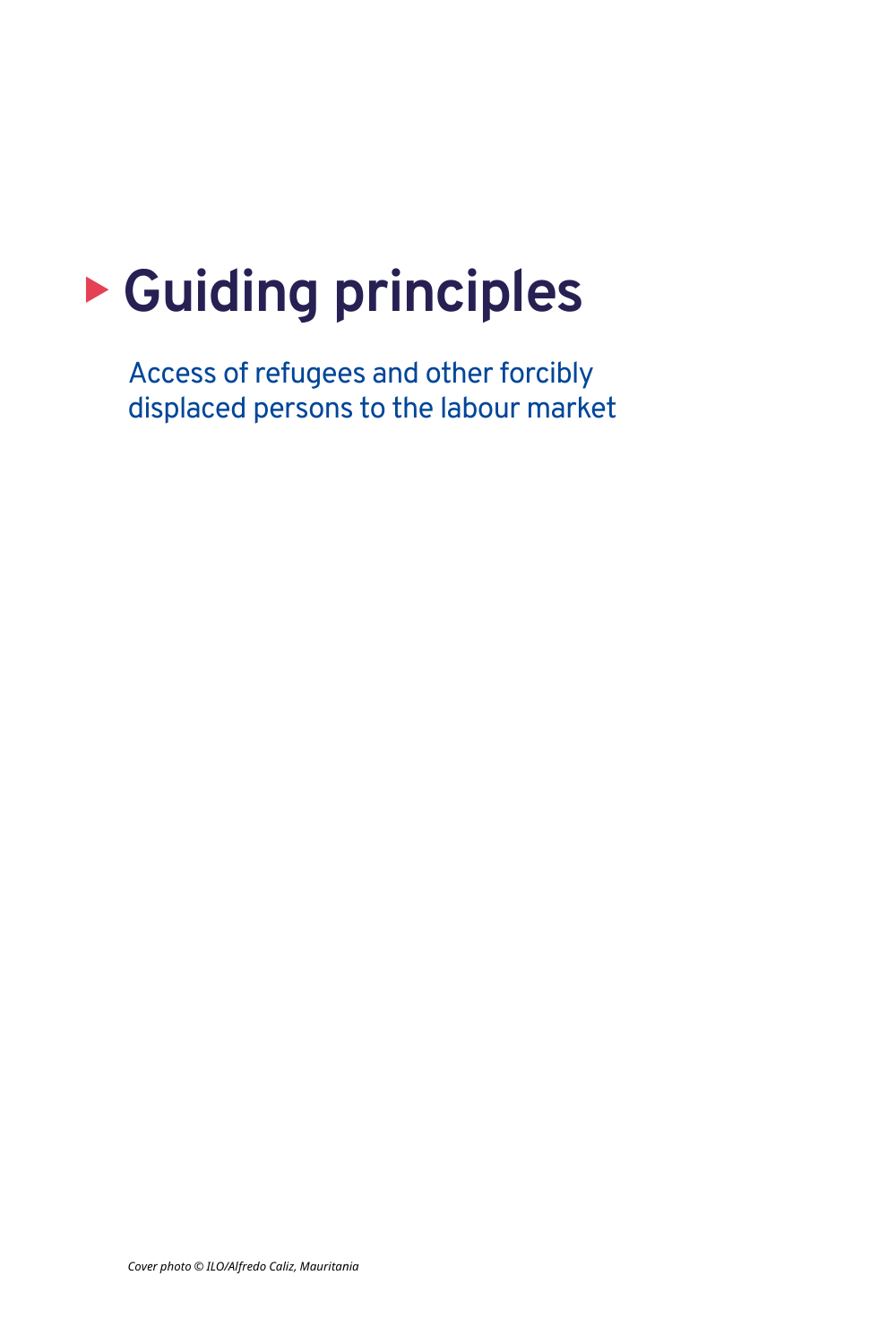# Guiding principles

Access of refugees and other forcibly displaced persons to the labour market

*Cover photo © ILO/Alfredo Caliz, Mauritania*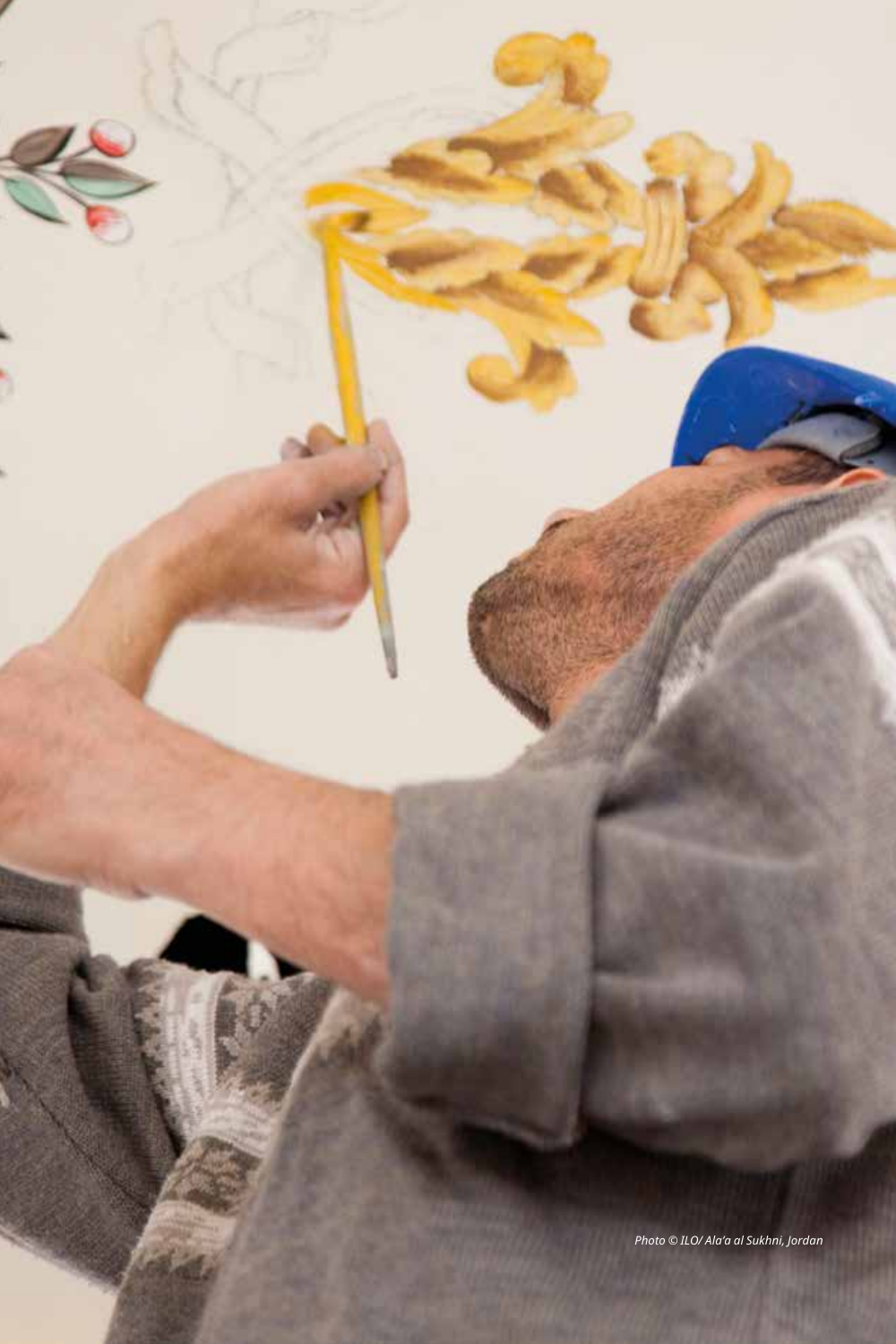*Photo © ILO/ Ala'a al Sukhni, Jordan*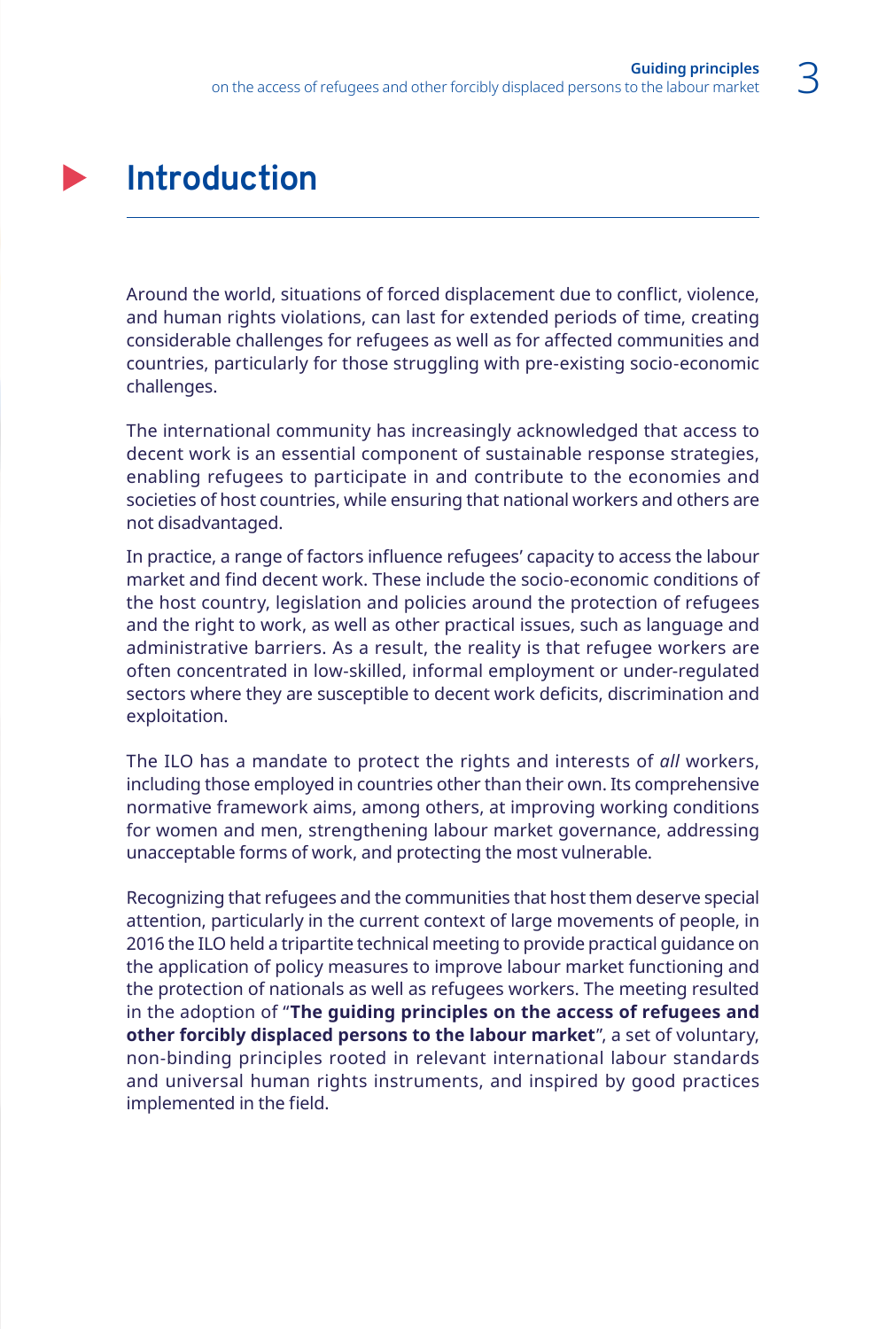# Introduction

Around the world, situations of forced displacement due to conflict, violence, and human rights violations, can last for extended periods of time, creating considerable challenges for refugees as well as for affected communities and countries, particularly for those struggling with pre-existing socio-economic challenges.

The international community has increasingly acknowledged that access to decent work is an essential component of sustainable response strategies, enabling refugees to participate in and contribute to the economies and societies of host countries, while ensuring that national workers and others are not disadvantaged.

In practice, a range of factors influence refugees' capacity to access the labour market and find decent work. These include the socio-economic conditions of the host country, legislation and policies around the protection of refugees and the right to work, as well as other practical issues, such as language and administrative barriers. As a result, the reality is that refugee workers are often concentrated in low-skilled, informal employment or under-regulated sectors where they are susceptible to decent work deficits, discrimination and exploitation.

The ILO has a mandate to protect the rights and interests of *all* workers, including those employed in countries other than their own. Its comprehensive normative framework aims, among others, at improving working conditions for women and men, strengthening labour market governance, addressing unacceptable forms of work, and protecting the most vulnerable.

Recognizing that refugees and the communities that host them deserve special attention, particularly in the current context of large movements of people, in 2016 the ILO held a tripartite technical meeting to provide practical guidance on the application of policy measures to improve labour market functioning and the protection of nationals as well as refugees workers. The meeting resulted in the adoption of "**The guiding principles on the access of refugees and other forcibly displaced persons to the labour market**", a set of voluntary, non-binding principles rooted in relevant international labour standards and universal human rights instruments, and inspired by good practices implemented in the field.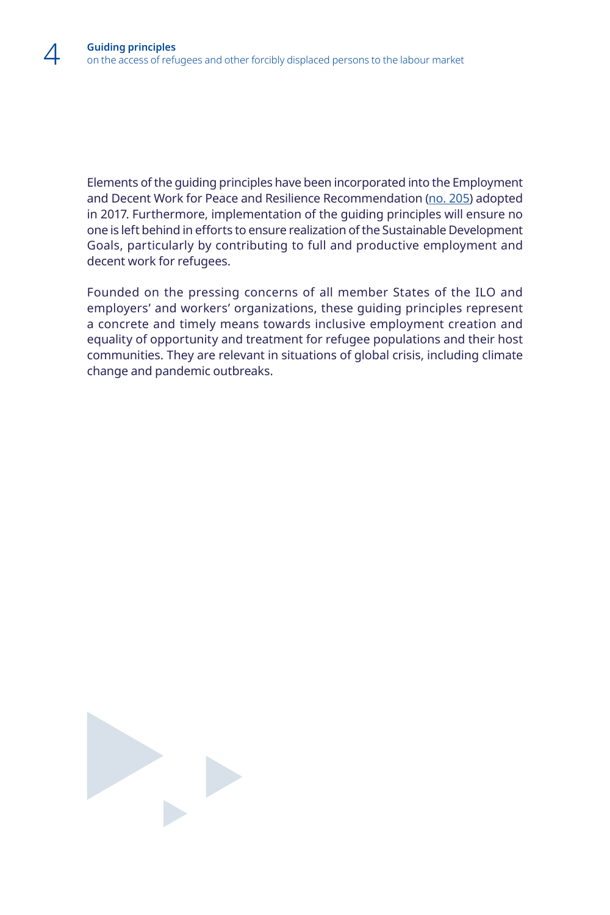Elements of the guiding principles have been incorporated into the Employment and Decent Work for Peace and Resilience Recommendation (no. 205) adopted in 2017. Furthermore, implementation of the guiding principles will ensure no one is left behind in efforts to ensure realization of the Sustainable Development Goals, particularly by contributing to full and productive employment and decent work for refugees.

Founded on the pressing concerns of all member States of the ILO and employers' and workers' organizations, these guiding principles represent a concrete and timely means towards inclusive employment creation and equality of opportunity and treatment for refugee populations and their host communities. They are relevant in situations of global crisis, including climate change and pandemic outbreaks.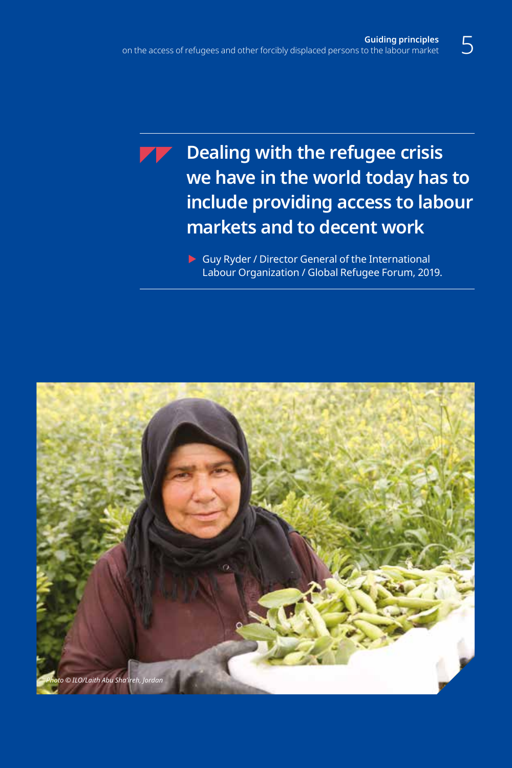> **Dealing with the refugee crisis we have in the world today has to include providing access to labour markets and to decent work**
>
> Guy Ryder / Director General of the International Labour Organization / Global Refugee Forum, 2019.

*Photo © ILO/Laith Abu Sha'ireh, Jordan*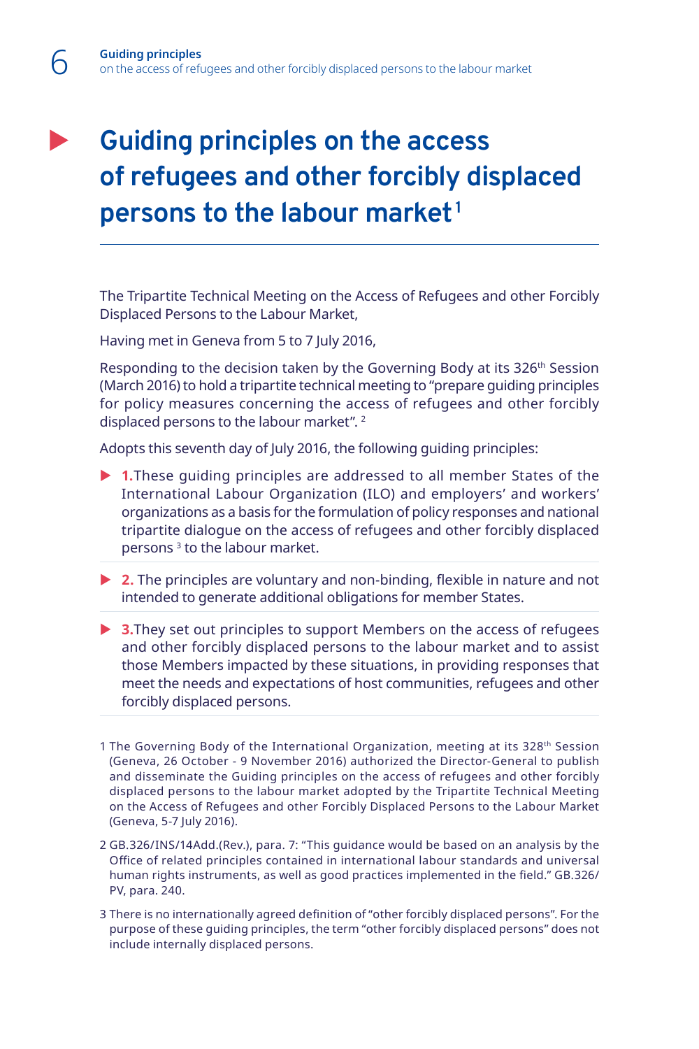# Guiding principles on the access of refugees and other forcibly displaced persons to the labour market[1]

The Tripartite Technical Meeting on the Access of Refugees and other Forcibly Displaced Persons to the Labour Market,

Having met in Geneva from 5 to 7 July 2016,

Responding to the decision taken by the Governing Body at its 326th Session (March 2016) to hold a tripartite technical meeting to "prepare guiding principles for policy measures concerning the access of refugees and other forcibly displaced persons to the labour market".[2]

Adopts this seventh day of July 2016, the following guiding principles:

- **1.** These guiding principles are addressed to all member States of the International Labour Organization (ILO) and employers' and workers' organizations as a basis for the formulation of policy responses and national tripartite dialogue on the access of refugees and other forcibly displaced persons[3] to the labour market.

- **2.** The principles are voluntary and non-binding, flexible in nature and not intended to generate additional obligations for member States.

- **3.** They set out principles to support Members on the access of refugees and other forcibly displaced persons to the labour market and to assist those Members impacted by these situations, in providing responses that meet the needs and expectations of host communities, refugees and other forcibly displaced persons.

---

1 The Governing Body of the International Organization, meeting at its 328th Session (Geneva, 26 October - 9 November 2016) authorized the Director-General to publish and disseminate the Guiding principles on the access of refugees and other forcibly displaced persons to the labour market adopted by the Tripartite Technical Meeting on the Access of Refugees and other Forcibly Displaced Persons to the Labour Market (Geneva, 5-7 July 2016).

2 GB.326/INS/14Add.(Rev.), para. 7: "This guidance would be based on an analysis by the Office of related principles contained in international labour standards and universal human rights instruments, as well as good practices implemented in the field." GB.326/PV, para. 240.

3 There is no internationally agreed definition of "other forcibly displaced persons". For the purpose of these guiding principles, the term "other forcibly displaced persons" does not include internally displaced persons.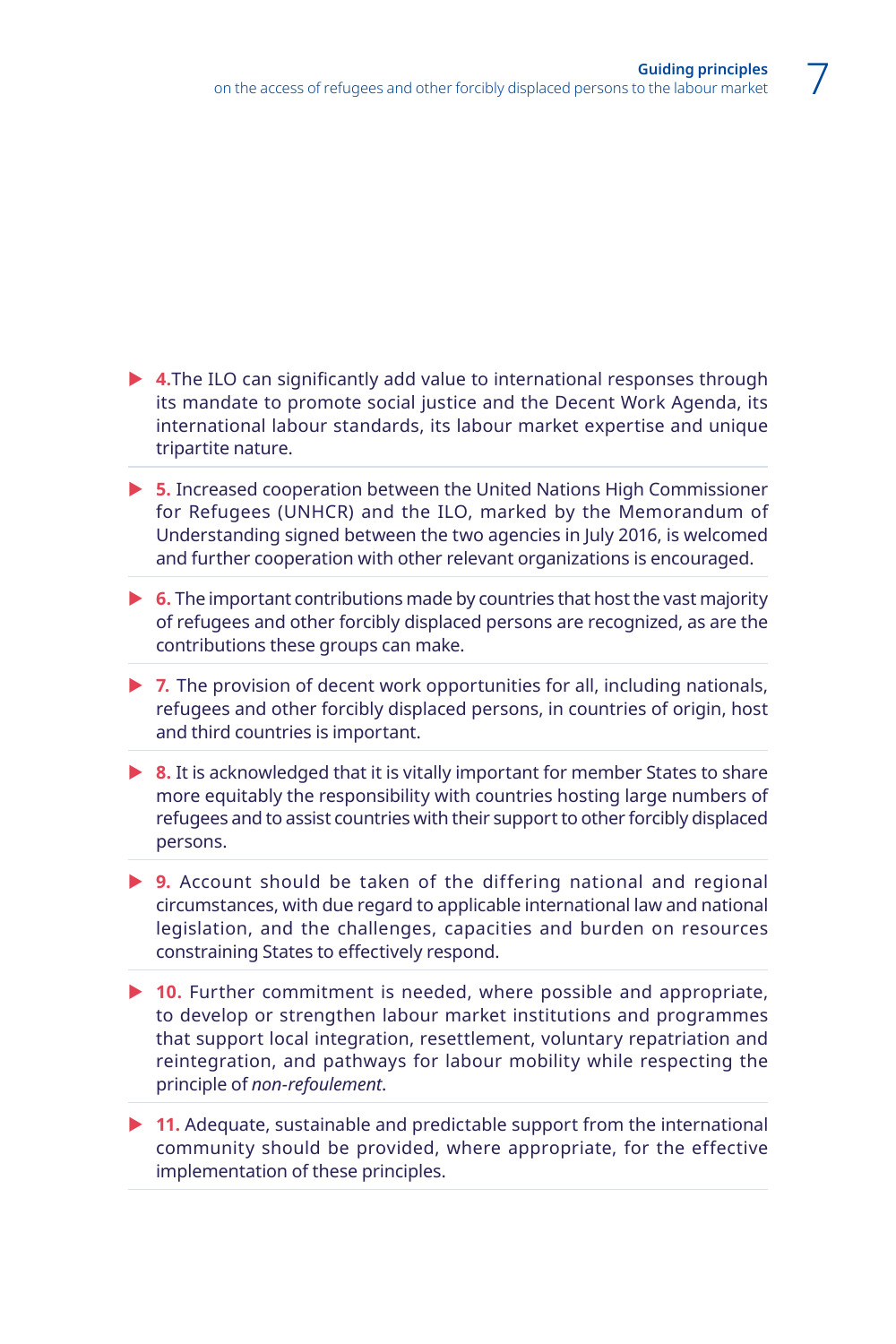- **4.** The ILO can significantly add value to international responses through its mandate to promote social justice and the Decent Work Agenda, its international labour standards, its labour market expertise and unique tripartite nature.

- **5.** Increased cooperation between the United Nations High Commissioner for Refugees (UNHCR) and the ILO, marked by the Memorandum of Understanding signed between the two agencies in July 2016, is welcomed and further cooperation with other relevant organizations is encouraged.

- **6.** The important contributions made by countries that host the vast majority of refugees and other forcibly displaced persons are recognized, as are the contributions these groups can make.

- **7.** The provision of decent work opportunities for all, including nationals, refugees and other forcibly displaced persons, in countries of origin, host and third countries is important.

- **8.** It is acknowledged that it is vitally important for member States to share more equitably the responsibility with countries hosting large numbers of refugees and to assist countries with their support to other forcibly displaced persons.

- **9.** Account should be taken of the differing national and regional circumstances, with due regard to applicable international law and national legislation, and the challenges, capacities and burden on resources constraining States to effectively respond.

- **10.** Further commitment is needed, where possible and appropriate, to develop or strengthen labour market institutions and programmes that support local integration, resettlement, voluntary repatriation and reintegration, and pathways for labour mobility while respecting the principle of *non-refoulement*.

- **11.** Adequate, sustainable and predictable support from the international community should be provided, where appropriate, for the effective implementation of these principles.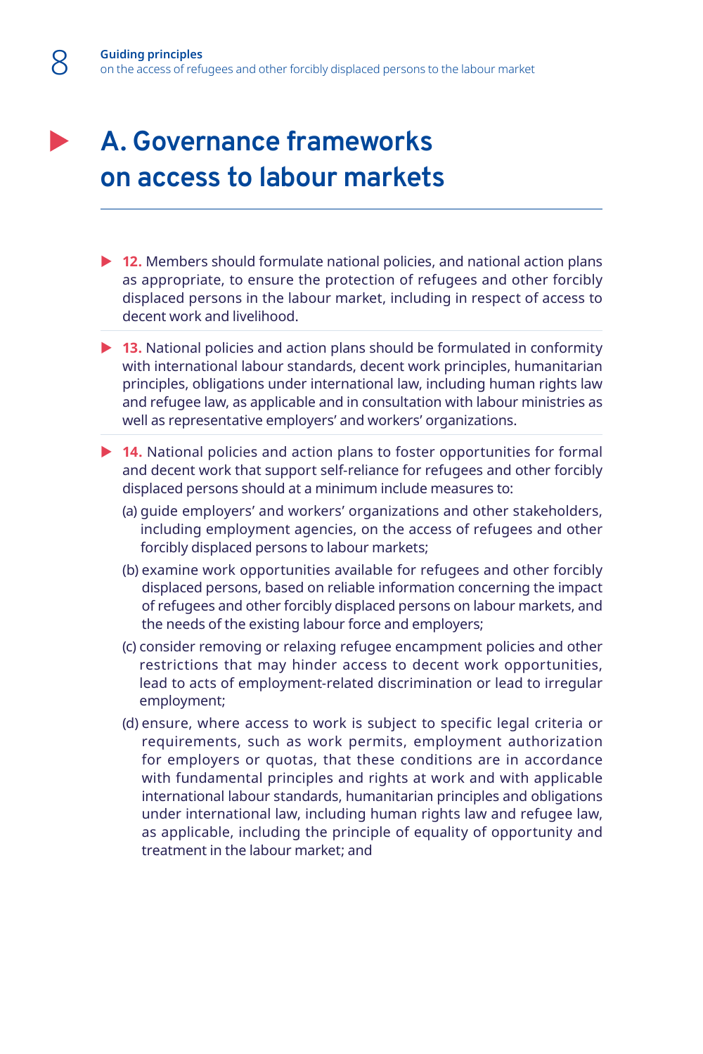# A. Governance frameworks on access to labour markets

**12.** Members should formulate national policies, and national action plans as appropriate, to ensure the protection of refugees and other forcibly displaced persons in the labour market, including in respect of access to decent work and livelihood.

**13.** National policies and action plans should be formulated in conformity with international labour standards, decent work principles, humanitarian principles, obligations under international law, including human rights law and refugee law, as applicable and in consultation with labour ministries as well as representative employers' and workers' organizations.

**14.** National policies and action plans to foster opportunities for formal and decent work that support self-reliance for refugees and other forcibly displaced persons should at a minimum include measures to:

(a) guide employers' and workers' organizations and other stakeholders, including employment agencies, on the access of refugees and other forcibly displaced persons to labour markets;

(b) examine work opportunities available for refugees and other forcibly displaced persons, based on reliable information concerning the impact of refugees and other forcibly displaced persons on labour markets, and the needs of the existing labour force and employers;

(c) consider removing or relaxing refugee encampment policies and other restrictions that may hinder access to decent work opportunities, lead to acts of employment-related discrimination or lead to irregular employment;

(d) ensure, where access to work is subject to specific legal criteria or requirements, such as work permits, employment authorization for employers or quotas, that these conditions are in accordance with fundamental principles and rights at work and with applicable international labour standards, humanitarian principles and obligations under international law, including human rights law and refugee law, as applicable, including the principle of equality of opportunity and treatment in the labour market; and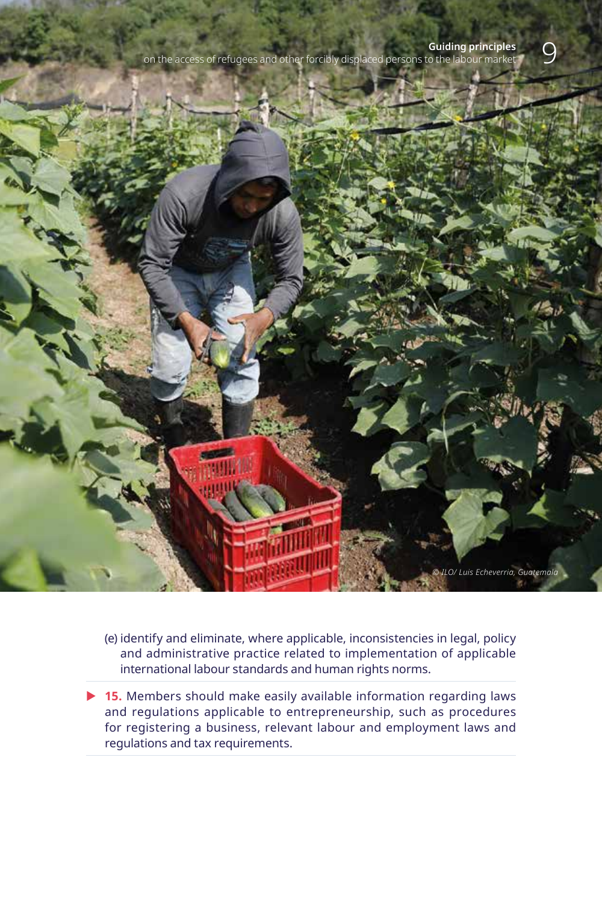(e) identify and eliminate, where applicable, inconsistencies in legal, policy and administrative practice related to implementation of applicable international labour standards and human rights norms.

▶ **15.** Members should make easily available information regarding laws and regulations applicable to entrepreneurship, such as procedures for registering a business, relevant labour and employment laws and regulations and tax requirements.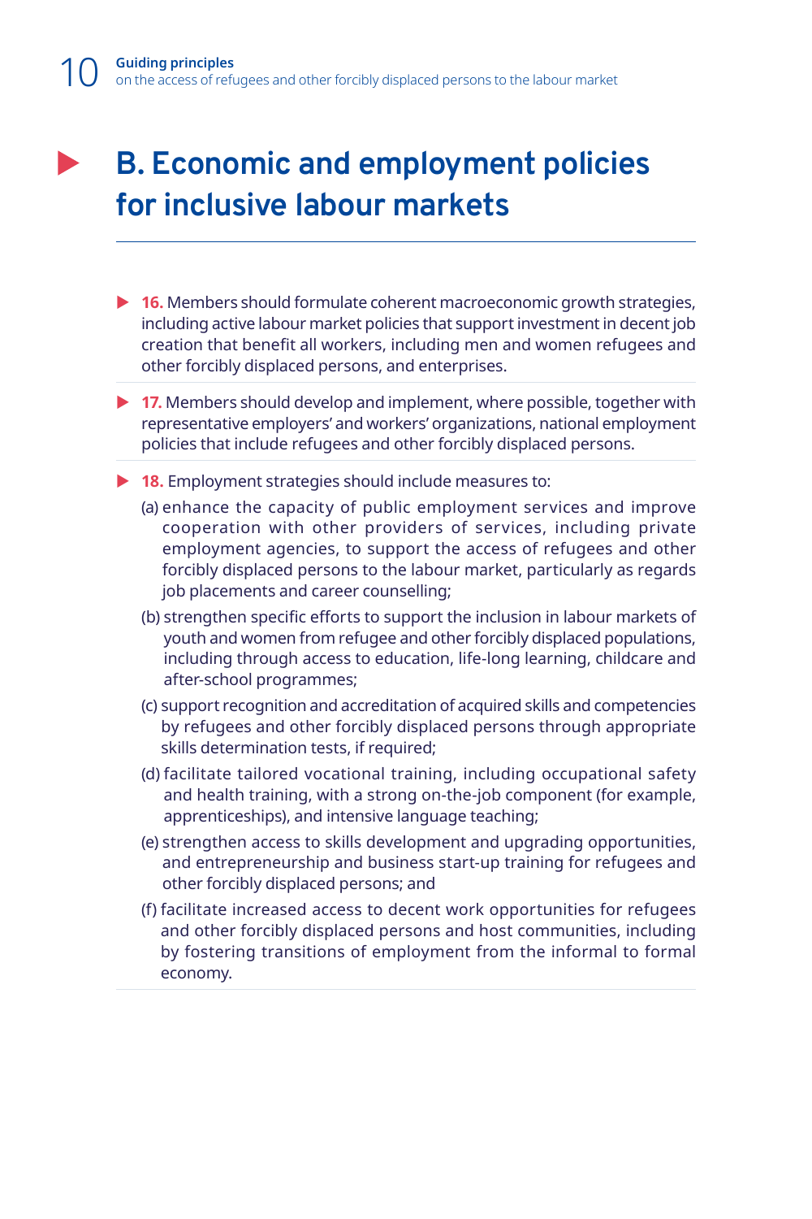# B. Economic and employment policies for inclusive labour markets

**16.** Members should formulate coherent macroeconomic growth strategies, including active labour market policies that support investment in decent job creation that benefit all workers, including men and women refugees and other forcibly displaced persons, and enterprises.

**17.** Members should develop and implement, where possible, together with representative employers' and workers' organizations, national employment policies that include refugees and other forcibly displaced persons.

**18.** Employment strategies should include measures to:

(a) enhance the capacity of public employment services and improve cooperation with other providers of services, including private employment agencies, to support the access of refugees and other forcibly displaced persons to the labour market, particularly as regards job placements and career counselling;

(b) strengthen specific efforts to support the inclusion in labour markets of youth and women from refugee and other forcibly displaced populations, including through access to education, life-long learning, childcare and after-school programmes;

(c) support recognition and accreditation of acquired skills and competencies by refugees and other forcibly displaced persons through appropriate skills determination tests, if required;

(d) facilitate tailored vocational training, including occupational safety and health training, with a strong on-the-job component (for example, apprenticeships), and intensive language teaching;

(e) strengthen access to skills development and upgrading opportunities, and entrepreneurship and business start-up training for refugees and other forcibly displaced persons; and

(f) facilitate increased access to decent work opportunities for refugees and other forcibly displaced persons and host communities, including by fostering transitions of employment from the informal to formal economy.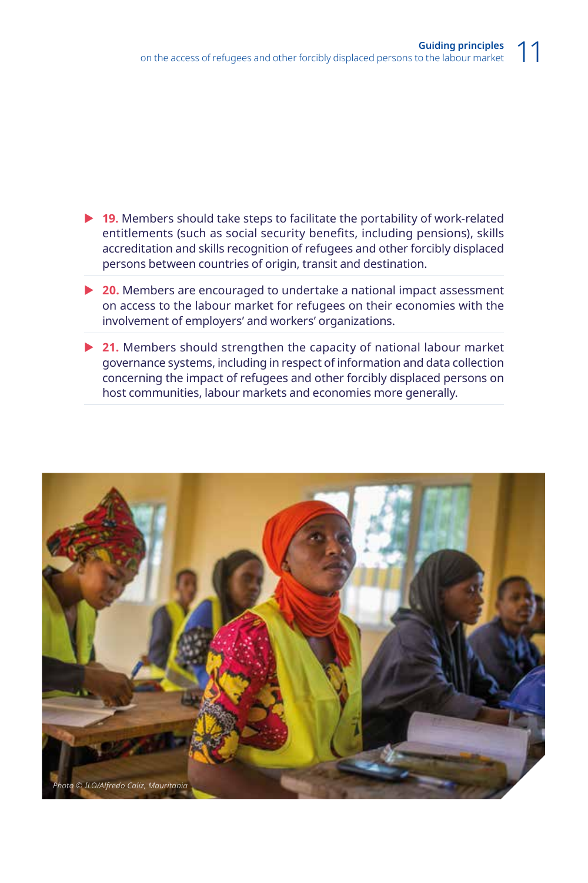- **19.** Members should take steps to facilitate the portability of work-related entitlements (such as social security benefits, including pensions), skills accreditation and skills recognition of refugees and other forcibly displaced persons between countries of origin, transit and destination.

- **20.** Members are encouraged to undertake a national impact assessment on access to the labour market for refugees on their economies with the involvement of employers' and workers' organizations.

- **21.** Members should strengthen the capacity of national labour market governance systems, including in respect of information and data collection concerning the impact of refugees and other forcibly displaced persons on host communities, labour markets and economies more generally.

*Photo © ILO/Alfredo Caliz, Mauritania*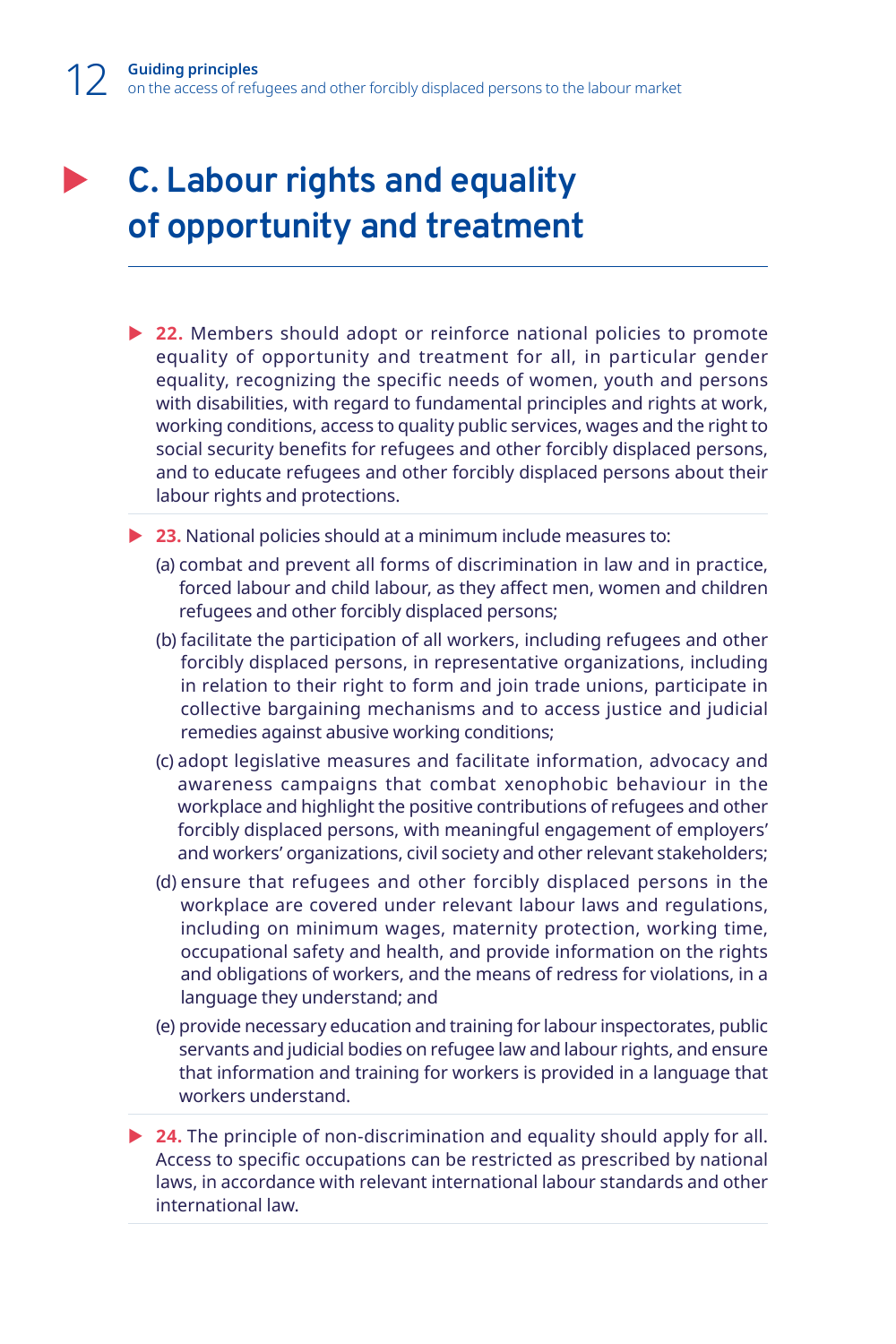# C. Labour rights and equality of opportunity and treatment

**22.** Members should adopt or reinforce national policies to promote equality of opportunity and treatment for all, in particular gender equality, recognizing the specific needs of women, youth and persons with disabilities, with regard to fundamental principles and rights at work, working conditions, access to quality public services, wages and the right to social security benefits for refugees and other forcibly displaced persons, and to educate refugees and other forcibly displaced persons about their labour rights and protections.

**23.** National policies should at a minimum include measures to:

(a) combat and prevent all forms of discrimination in law and in practice, forced labour and child labour, as they affect men, women and children refugees and other forcibly displaced persons;

(b) facilitate the participation of all workers, including refugees and other forcibly displaced persons, in representative organizations, including in relation to their right to form and join trade unions, participate in collective bargaining mechanisms and to access justice and judicial remedies against abusive working conditions;

(c) adopt legislative measures and facilitate information, advocacy and awareness campaigns that combat xenophobic behaviour in the workplace and highlight the positive contributions of refugees and other forcibly displaced persons, with meaningful engagement of employers' and workers' organizations, civil society and other relevant stakeholders;

(d) ensure that refugees and other forcibly displaced persons in the workplace are covered under relevant labour laws and regulations, including on minimum wages, maternity protection, working time, occupational safety and health, and provide information on the rights and obligations of workers, and the means of redress for violations, in a language they understand; and

(e) provide necessary education and training for labour inspectorates, public servants and judicial bodies on refugee law and labour rights, and ensure that information and training for workers is provided in a language that workers understand.

**24.** The principle of non-discrimination and equality should apply for all. Access to specific occupations can be restricted as prescribed by national laws, in accordance with relevant international labour standards and other international law.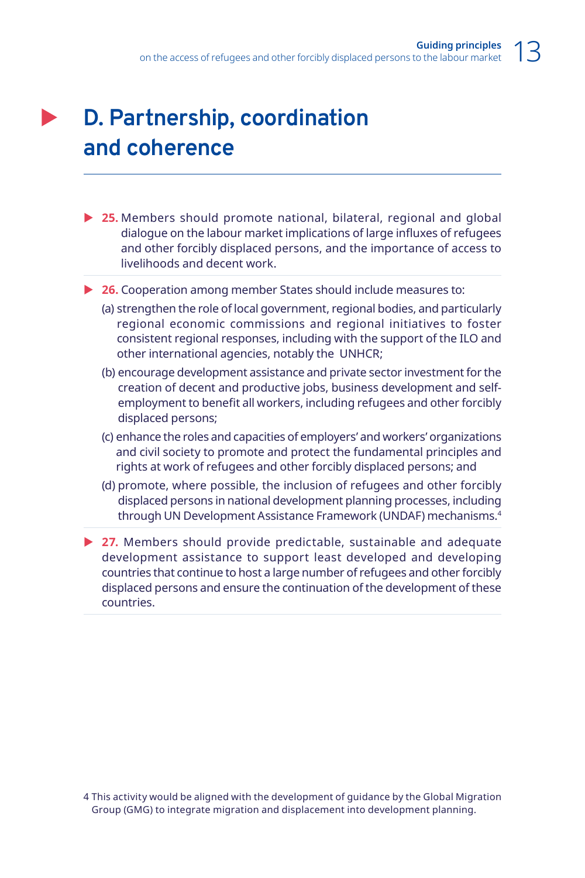## D. Partnership, coordination and coherence

**25.** Members should promote national, bilateral, regional and global dialogue on the labour market implications of large influxes of refugees and other forcibly displaced persons, and the importance of access to livelihoods and decent work.

**26.** Cooperation among member States should include measures to:

(a) strengthen the role of local government, regional bodies, and particularly regional economic commissions and regional initiatives to foster consistent regional responses, including with the support of the ILO and other international agencies, notably the UNHCR;

(b) encourage development assistance and private sector investment for the creation of decent and productive jobs, business development and self-employment to benefit all workers, including refugees and other forcibly displaced persons;

(c) enhance the roles and capacities of employers' and workers' organizations and civil society to promote and protect the fundamental principles and rights at work of refugees and other forcibly displaced persons; and

(d) promote, where possible, the inclusion of refugees and other forcibly displaced persons in national development planning processes, including through UN Development Assistance Framework (UNDAF) mechanisms.[4]

**27.** Members should provide predictable, sustainable and adequate development assistance to support least developed and developing countries that continue to host a large number of refugees and other forcibly displaced persons and ensure the continuation of the development of these countries.

4 This activity would be aligned with the development of guidance by the Global Migration Group (GMG) to integrate migration and displacement into development planning.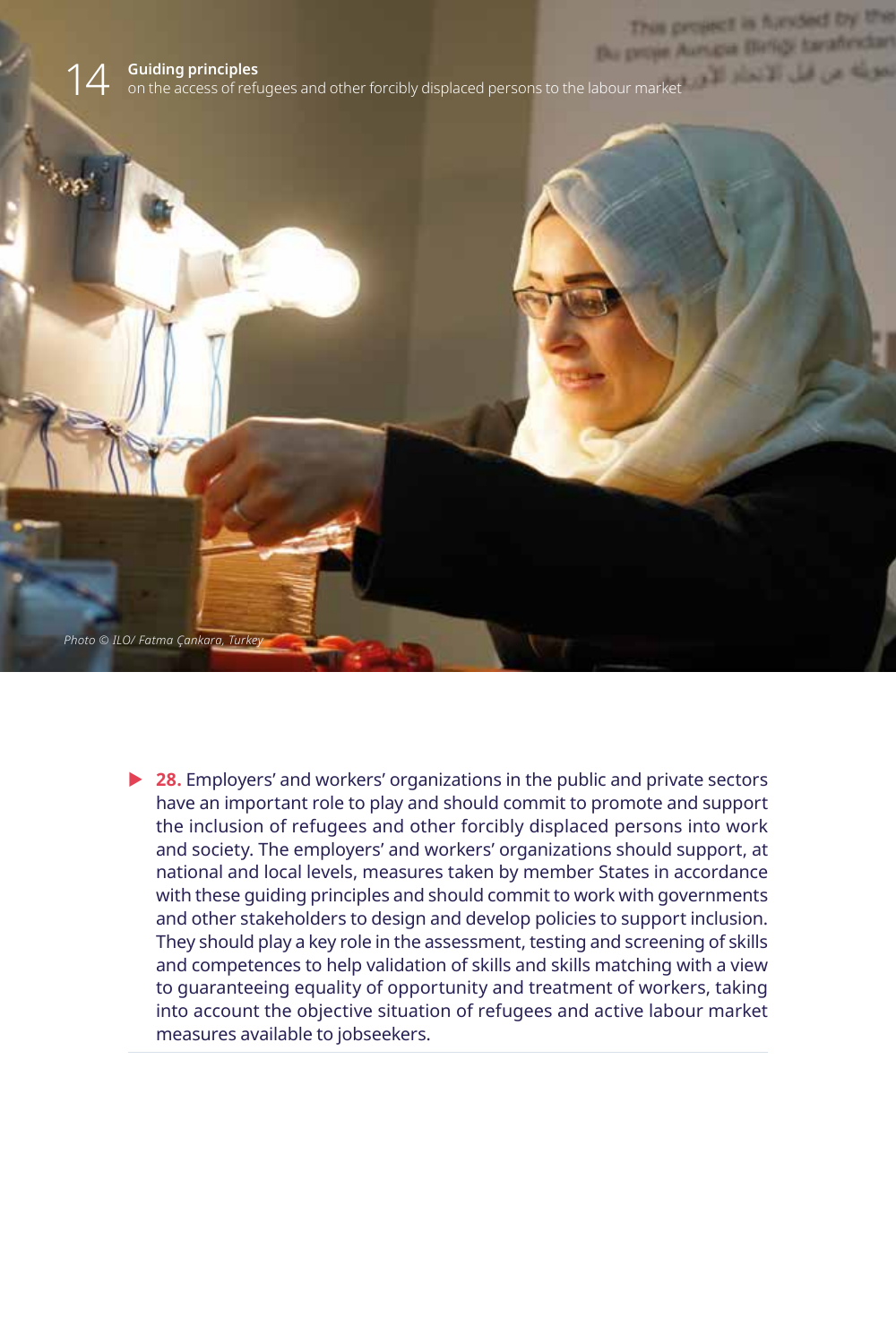Photo © ILO/ Fatma Çankara, Turkey

**28.** Employers' and workers' organizations in the public and private sectors have an important role to play and should commit to promote and support the inclusion of refugees and other forcibly displaced persons into work and society. The employers' and workers' organizations should support, at national and local levels, measures taken by member States in accordance with these guiding principles and should commit to work with governments and other stakeholders to design and develop policies to support inclusion. They should play a key role in the assessment, testing and screening of skills and competences to help validation of skills and skills matching with a view to guaranteeing equality of opportunity and treatment of workers, taking into account the objective situation of refugees and active labour market measures available to jobseekers.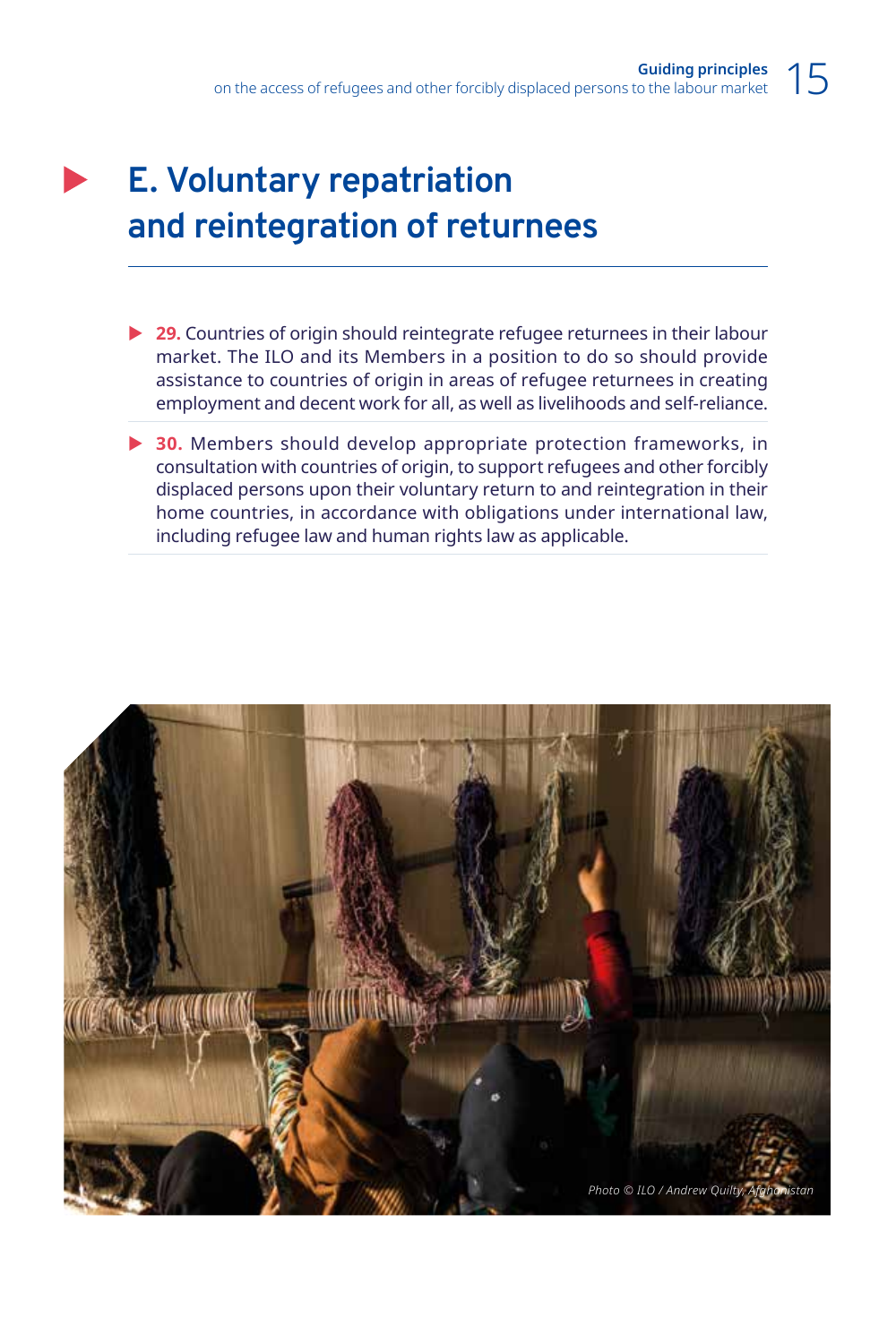# E. Voluntary repatriation and reintegration of returnees

- **29.** Countries of origin should reintegrate refugee returnees in their labour market. The ILO and its Members in a position to do so should provide assistance to countries of origin in areas of refugee returnees in creating employment and decent work for all, as well as livelihoods and self-reliance.

- **30.** Members should develop appropriate protection frameworks, in consultation with countries of origin, to support refugees and other forcibly displaced persons upon their voluntary return to and reintegration in their home countries, in accordance with obligations under international law, including refugee law and human rights law as applicable.

*Photo © ILO / Andrew Quilty, Afghanistan*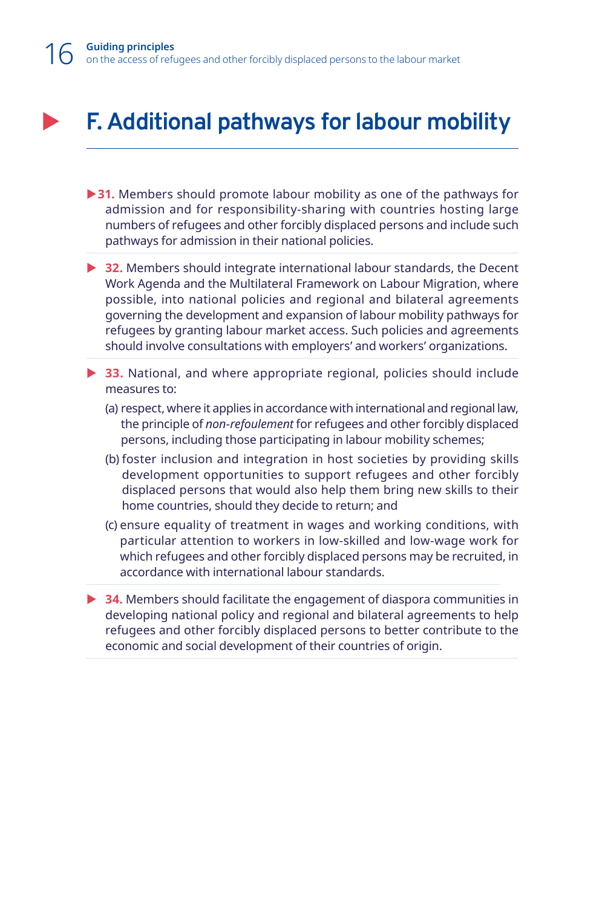# F. Additional pathways for labour mobility

**31.** Members should promote labour mobility as one of the pathways for admission and for responsibility-sharing with countries hosting large numbers of refugees and other forcibly displaced persons and include such pathways for admission in their national policies.

**32.** Members should integrate international labour standards, the Decent Work Agenda and the Multilateral Framework on Labour Migration, where possible, into national policies and regional and bilateral agreements governing the development and expansion of labour mobility pathways for refugees by granting labour market access. Such policies and agreements should involve consultations with employers' and workers' organizations.

**33.** National, and where appropriate regional, policies should include measures to:

(a) respect, where it applies in accordance with international and regional law, the principle of *non-refoulement* for refugees and other forcibly displaced persons, including those participating in labour mobility schemes;

(b) foster inclusion and integration in host societies by providing skills development opportunities to support refugees and other forcibly displaced persons that would also help them bring new skills to their home countries, should they decide to return; and

(c) ensure equality of treatment in wages and working conditions, with particular attention to workers in low-skilled and low-wage work for which refugees and other forcibly displaced persons may be recruited, in accordance with international labour standards.

**34.** Members should facilitate the engagement of diaspora communities in developing national policy and regional and bilateral agreements to help refugees and other forcibly displaced persons to better contribute to the economic and social development of their countries of origin.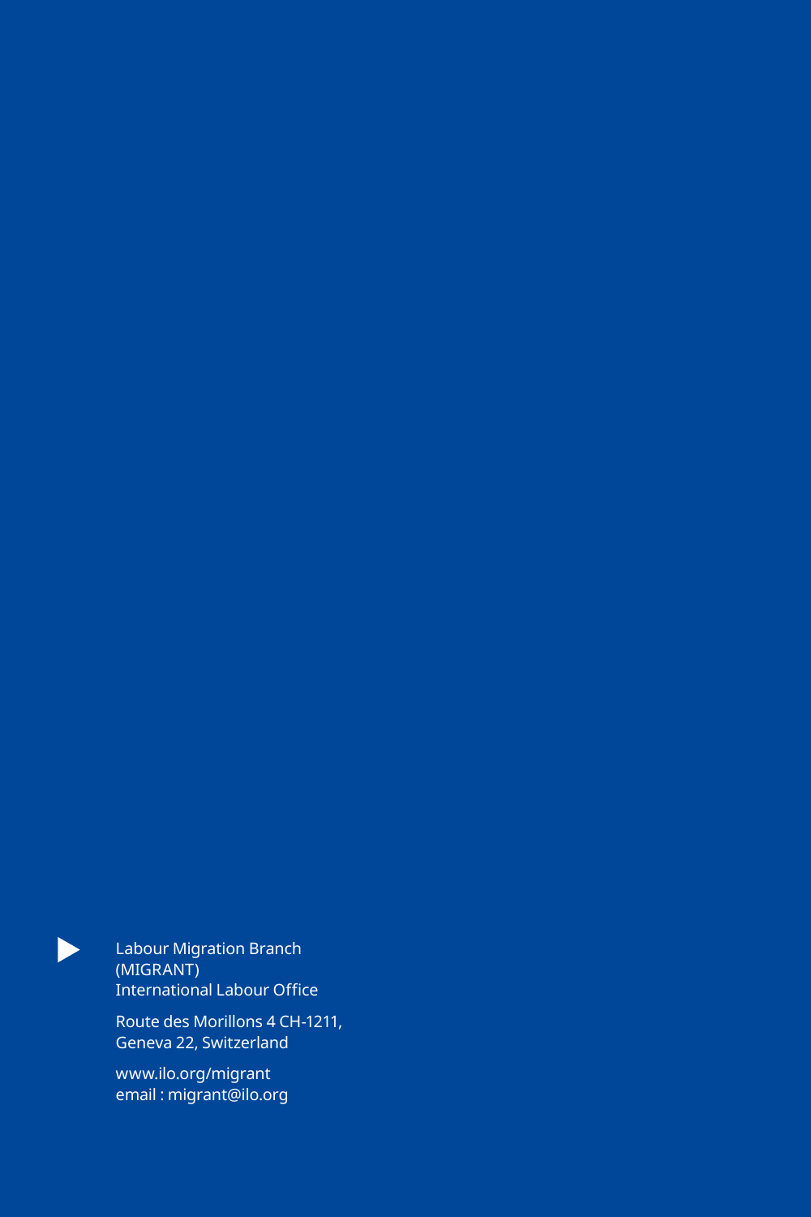Labour Migration Branch
(MIGRANT)
International Labour Office

Route des Morillons 4 CH-1211,
Geneva 22, Switzerland

www.ilo.org/migrant
email : migrant@ilo.org